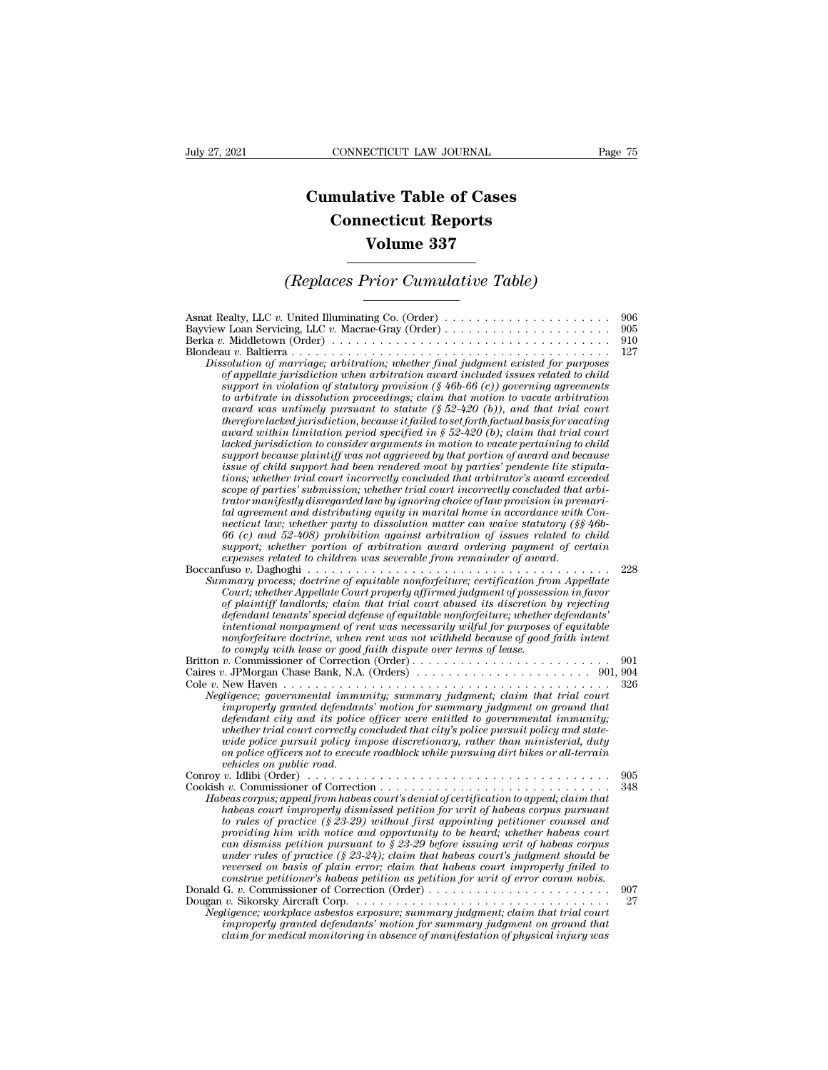# Cumulative Table of Cases
# Connecticut Reports
# Volume 337

## *(Replaces Prior Cumulative Table)*

Asnat Realty, LLC *v.* United Illuminating Co. (Order) . . . . . . . . . . . . . . . . . . . . . 906

Bayview Loan Servicing, LLC *v.* Macrae-Gray (Order) . . . . . . . . . . . . . . . . . . . . . 905

Berka *v.* Middletown (Order) . . . . . . . . . . . . . . . . . . . . . . . . . . . . . . . . . . . 910

Blondeau *v.* Baltierra . . . . . . . . . . . . . . . . . . . . . . . . . . . . . . . . . . . . . . 127

*Dissolution of marriage; arbitration; whether final judgment existed for purposes of appellate jurisdiction when arbitration award included issues related to child support in violation of statutory provision (§ 46b-66 (c)) governing agreements to arbitrate in dissolution proceedings; claim that motion to vacate arbitration award was untimely pursuant to statute (§ 52-420 (b)), and that trial court therefore lacked jurisdiction, because it failed to set forth factual basis for vacating award within limitation period specified in § 52-420 (b); claim that trial court lacked jurisdiction to consider arguments in motion to vacate pertaining to child support because plaintiff was not aggrieved by that portion of award and because issue of child support had been rendered moot by parties' pendente lite stipulations; whether trial court incorrectly concluded that arbitrator's award exceeded scope of parties' submission; whether trial court incorrectly concluded that arbitrator manifestly disregarded law by ignoring choice of law provision in premarital agreement and distributing equity in marital home in accordance with Connecticut law; whether party to dissolution matter can waive statutory (§§ 46b-66 (c) and 52-408) prohibition against arbitration of issues related to child support; whether portion of arbitration award ordering payment of certain expenses related to children was severable from remainder of award.*

Boccanfuso *v.* Daghoghi . . . . . . . . . . . . . . . . . . . . . . . . . . . . . . . . . . . . . . 228

*Summary process; doctrine of equitable nonforfeiture; certification from Appellate Court; whether Appellate Court properly affirmed judgment of possession in favor of plaintiff landlords; claim that trial court abused its discretion by rejecting defendant tenants' special defense of equitable nonforfeiture; whether defendants' intentional nonpayment of rent was necessarily wilful for purposes of equitable nonforfeiture doctrine, when rent was not withheld because of good faith intent to comply with lease or good faith dispute over terms of lease.*

Britton *v.* Commissioner of Correction (Order) . . . . . . . . . . . . . . . . . . . . . . . . . 901

Caires *v.* JPMorgan Chase Bank, N.A. (Orders) . . . . . . . . . . . . . . . . . . . . . . . 901, 904

Cole *v.* New Haven . . . . . . . . . . . . . . . . . . . . . . . . . . . . . . . . . . . . . . . . . 326

*Negligence; governmental immunity; summary judgment; claim that trial court improperly granted defendants' motion for summary judgment on ground that defendant city and its police officer were entitled to governmental immunity; whether trial court correctly concluded that city's police pursuit policy and statewide police pursuit policy impose discretionary, rather than ministerial, duty on police officers not to execute roadblock while pursuing dirt bikes or all-terrain vehicles on public road.*

Conroy *v.* Idlibi (Order) . . . . . . . . . . . . . . . . . . . . . . . . . . . . . . . . . . . . . . 905

Cookish *v.* Commissioner of Correction . . . . . . . . . . . . . . . . . . . . . . . . . . . . . 348

*Habeas corpus; appeal from habeas court's denial of certification to appeal; claim that habeas court improperly dismissed petition for writ of habeas corpus pursuant to rules of practice (§ 23-29) without first appointing petitioner counsel and providing him with notice and opportunity to be heard; whether habeas court can dismiss petition pursuant to § 23-29 before issuing writ of habeas corpus under rules of practice (§ 23-24); claim that habeas court's judgment should be reversed on basis of plain error; claim that habeas court improperly failed to construe petitioner's habeas petition as petition for writ of error coram nobis.*

Donald G. *v.* Commissioner of Correction (Order) . . . . . . . . . . . . . . . . . . . . . . . 907

Dougan *v.* Sikorsky Aircraft Corp. . . . . . . . . . . . . . . . . . . . . . . . . . . . . . . . . 27

*Negligence; workplace asbestos exposure; summary judgment; claim that trial court improperly granted defendants' motion for summary judgment on ground that claim for medical monitoring in absence of manifestation of physical injury was*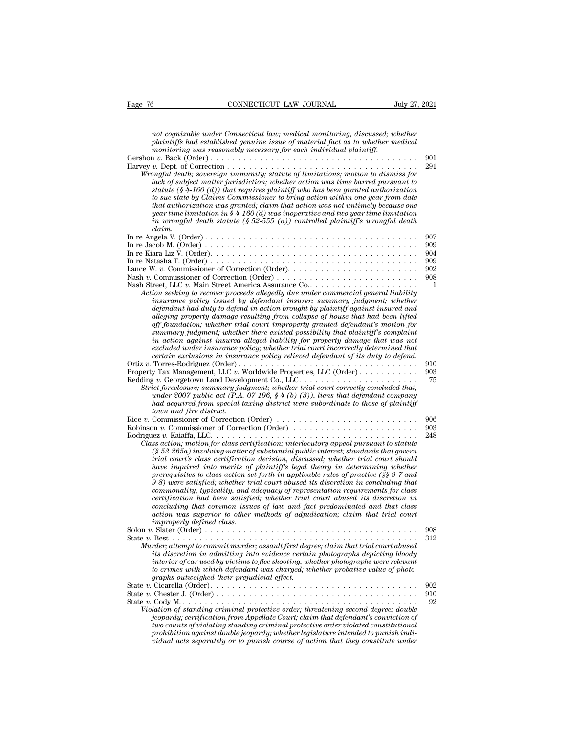*not cognizable under Connecticut law; medical monitoring, discussed; whether plaintiffs had established genuine issue of material fact as to whether medical monitoring was reasonably necessary for each individual plaintiff.*

Gershon *v.* Back (Order) . . . . . . . . . . . . . . . . . . . . . . . . . . . . . . . . . . . . . . 901

Harvey *v.* Dept. of Correction . . . . . . . . . . . . . . . . . . . . . . . . . . . . . . . . . . . . 291

*Wrongful death; sovereign immunity; statute of limitations; motion to dismiss for lack of subject matter jurisdiction; whether action was time barred pursuant to statute (§ 4-160 (d)) that requires plaintiff who has been granted authorization to sue state by Claims Commissioner to bring action within one year from date that authorization was granted; claim that action was not untimely because one year time limitation in § 4-160 (d) was inoperative and two year time limitation in wrongful death statute (§ 52-555 (a)) controlled plaintiff's wrongful death claim.*

In re Angela V. (Order) . . . . . . . . . . . . . . . . . . . . . . . . . . . . . . . . . . . . . . 907

In re Jacob M. (Order) . . . . . . . . . . . . . . . . . . . . . . . . . . . . . . . . . . . . . . 909

In re Kiara Liz V. (Order). . . . . . . . . . . . . . . . . . . . . . . . . . . . . . . . . . . . . 904

In re Natasha T. (Order) . . . . . . . . . . . . . . . . . . . . . . . . . . . . . . . . . . . . . 909

Lance W. *v.* Commissioner of Correction (Order). . . . . . . . . . . . . . . . . . . . . . . . 902

Nash *v.* Commissioner of Correction (Order) . . . . . . . . . . . . . . . . . . . . . . . . . . 908

Nash Street, LLC *v.* Main Street America Assurance Co.. . . . . . . . . . . . . . . . . . . . 1

*Action seeking to recover proceeds allegedly due under commercial general liability insurance policy issued by defendant insurer; summary judgment; whether defendant had duty to defend in action brought by plaintiff against insured and alleging property damage resulting from collapse of house that had been lifted off foundation; whether trial court improperly granted defendant's motion for summary judgment; whether there existed possibility that plaintiff's complaint in action against insured alleged liability for property damage that was not excluded under insurance policy; whether trial court incorrectly determined that certain exclusions in insurance policy relieved defendant of its duty to defend.*

Ortiz *v.* Torres-Rodriguez (Order) . . . . . . . . . . . . . . . . . . . . . . . . . . . . . . . . 910

Property Tax Management, LLC *v.* Worldwide Properties, LLC (Order) . . . . . . . . . . . 903

Redding *v.* Georgetown Land Development Co., LLC. . . . . . . . . . . . . . . . . . . . . . 75

*Strict foreclosure; summary judgment; whether trial court correctly concluded that, under 2007 public act (P.A. 07-196, § 4 (b) (3)), liens that defendant company had acquired from special taxing district were subordinate to those of plaintiff town and fire district.*

Rice *v.* Commissioner of Correction (Order) . . . . . . . . . . . . . . . . . . . . . . . . . 906

Robinson *v.* Commissioner of Correction (Order) . . . . . . . . . . . . . . . . . . . . . . . 903

Rodriguez *v.* Kaiaffa, LLC. . . . . . . . . . . . . . . . . . . . . . . . . . . . . . . . . . . . . 248

*Class action; motion for class certification; interlocutory appeal pursuant to statute (§ 52-265a) involving matter of substantial public interest; standards that govern trial court's class certification decision, discussed; whether trial court should have inquired into merits of plaintiff's legal theory in determining whether prerequisites to class action set forth in applicable rules of practice (§§ 9-7 and 9-8) were satisfied; whether trial court abused its discretion in concluding that commonality, typicality, and adequacy of representation requirements for class certification had been satisfied; whether trial court abused its discretion in concluding that common issues of law and fact predominated and that class action was superior to other methods of adjudication; claim that trial court improperly defined class.*

Solon *v.* Slater (Order) . . . . . . . . . . . . . . . . . . . . . . . . . . . . . . . . . . . . . . 908

State *v.* Best . . . . . . . . . . . . . . . . . . . . . . . . . . . . . . . . . . . . . . . . . . . . 312

*Murder; attempt to commit murder; assault first degree; claim that trial court abused its discretion in admitting into evidence certain photographs depicting bloody interior of car used by victims to flee shooting; whether photographs were relevant to crimes with which defendant was charged; whether probative value of photographs outweighed their prejudicial effect.*

State *v.* Cicarella (Order). . . . . . . . . . . . . . . . . . . . . . . . . . . . . . . . . . . . . 902

State *v.* Chester J. (Order) . . . . . . . . . . . . . . . . . . . . . . . . . . . . . . . . . . . . 910

State *v.* Cody M.. . . . . . . . . . . . . . . . . . . . . . . . . . . . . . . . . . . . . . . . . . 92

*Violation of standing criminal protective order; threatening second degree; double jeopardy; certification from Appellate Court; claim that defendant's conviction of two counts of violating standing criminal protective order violated constitutional prohibition against double jeopardy; whether legislature intended to punish individual acts separately or to punish course of action that they constitute under*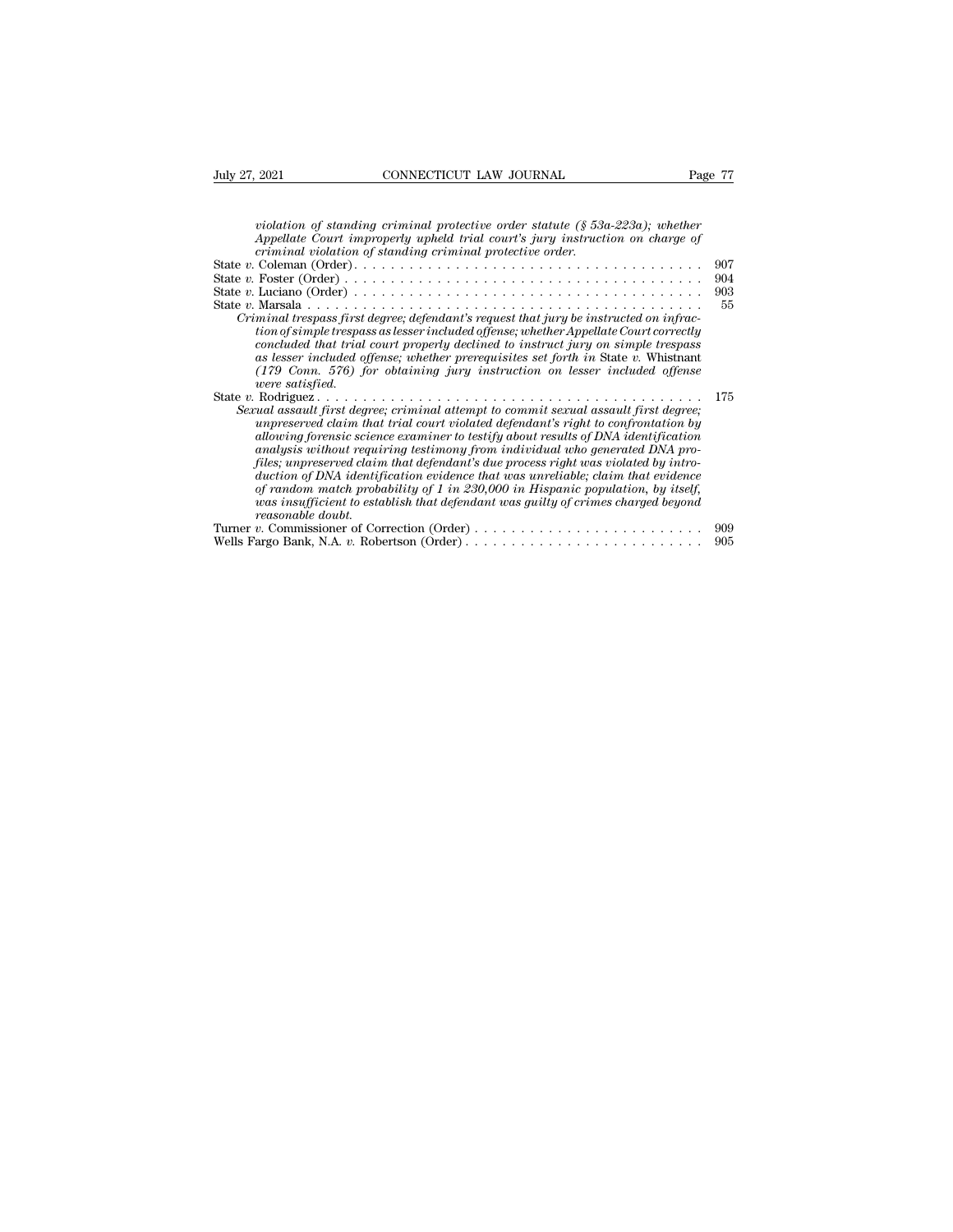*violation of standing criminal protective order statute (§ 53a-223a); whether Appellate Court improperly upheld trial court's jury instruction on charge of criminal violation of standing criminal protective order.*

State *v.* Coleman (Order) . . . . . . . . . . . . . . . . . . . . . . . . . . . . . . . . . . . . . 907

State *v.* Foster (Order) . . . . . . . . . . . . . . . . . . . . . . . . . . . . . . . . . . . . . . 904

State *v.* Luciano (Order) . . . . . . . . . . . . . . . . . . . . . . . . . . . . . . . . . . . . . 903

State *v.* Marsala . . . . . . . . . . . . . . . . . . . . . . . . . . . . . . . . . . . . . . . . . . 55

*Criminal trespass first degree; defendant's request that jury be instructed on infraction of simple trespass as lesser included offense; whether Appellate Court correctly concluded that trial court properly declined to instruct jury on simple trespass as lesser included offense; whether prerequisites set forth in* State *v.* Whistnant *(179 Conn. 576) for obtaining jury instruction on lesser included offense were satisfied.*

State *v.* Rodriguez . . . . . . . . . . . . . . . . . . . . . . . . . . . . . . . . . . . . . . . . 175

*Sexual assault first degree; criminal attempt to commit sexual assault first degree; unpreserved claim that trial court violated defendant's right to confrontation by allowing forensic science examiner to testify about results of DNA identification analysis without requiring testimony from individual who generated DNA profiles; unpreserved claim that defendant's due process right was violated by introduction of DNA identification evidence that was unreliable; claim that evidence of random match probability of 1 in 230,000 in Hispanic population, by itself, was insufficient to establish that defendant was guilty of crimes charged beyond reasonable doubt.*

Turner *v.* Commissioner of Correction (Order) . . . . . . . . . . . . . . . . . . . . . . . . . 909

Wells Fargo Bank, N.A. *v.* Robertson (Order) . . . . . . . . . . . . . . . . . . . . . . . . . . 905